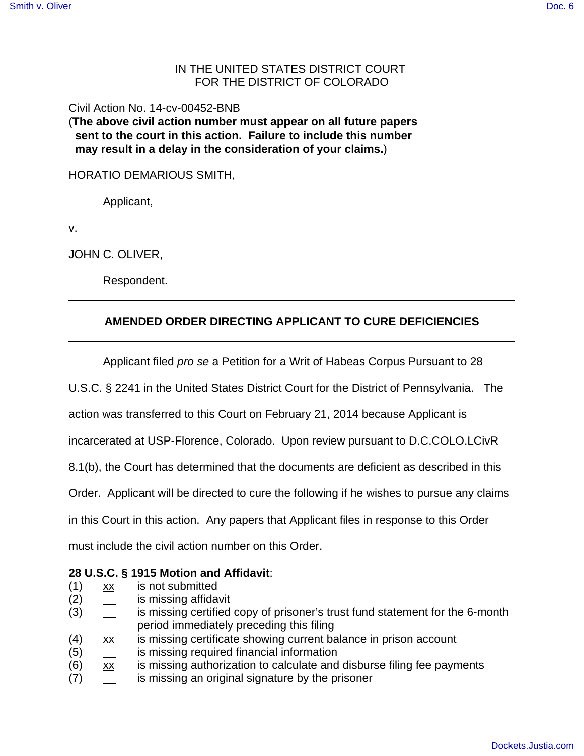IN THE UNITED STATES DISTRICT COURT
FOR THE DISTRICT OF COLORADO

Civil Action No. 14-cv-00452-BNB
(**The above civil action number must appear on all future papers sent to the court in this action. Failure to include this number may result in a delay in the consideration of your claims.**)

HORATIO DEMARIOUS SMITH,

Applicant,

v.

JOHN C. OLIVER,

Respondent.

---

## AMENDED ORDER DIRECTING APPLICANT TO CURE DEFICIENCIES

---

Applicant filed *pro se* a Petition for a Writ of Habeas Corpus Pursuant to 28 U.S.C. § 2241 in the United States District Court for the District of Pennsylvania. The action was transferred to this Court on February 21, 2014 because Applicant is incarcerated at USP-Florence, Colorado. Upon review pursuant to D.C.COLO.LCivR 8.1(b), the Court has determined that the documents are deficient as described in this Order. Applicant will be directed to cure the following if he wishes to pursue any claims in this Court in this action. Any papers that Applicant files in response to this Order must include the civil action number on this Order.

**28 U.S.C. § 1915 Motion and Affidavit**:

(1) xx is not submitted
(2) __ is missing affidavit
(3) __ is missing certified copy of prisoner's trust fund statement for the 6-month period immediately preceding this filing
(4) xx is missing certificate showing current balance in prison account
(5) __ is missing required financial information
(6) xx is missing authorization to calculate and disburse filing fee payments
(7) __ is missing an original signature by the prisoner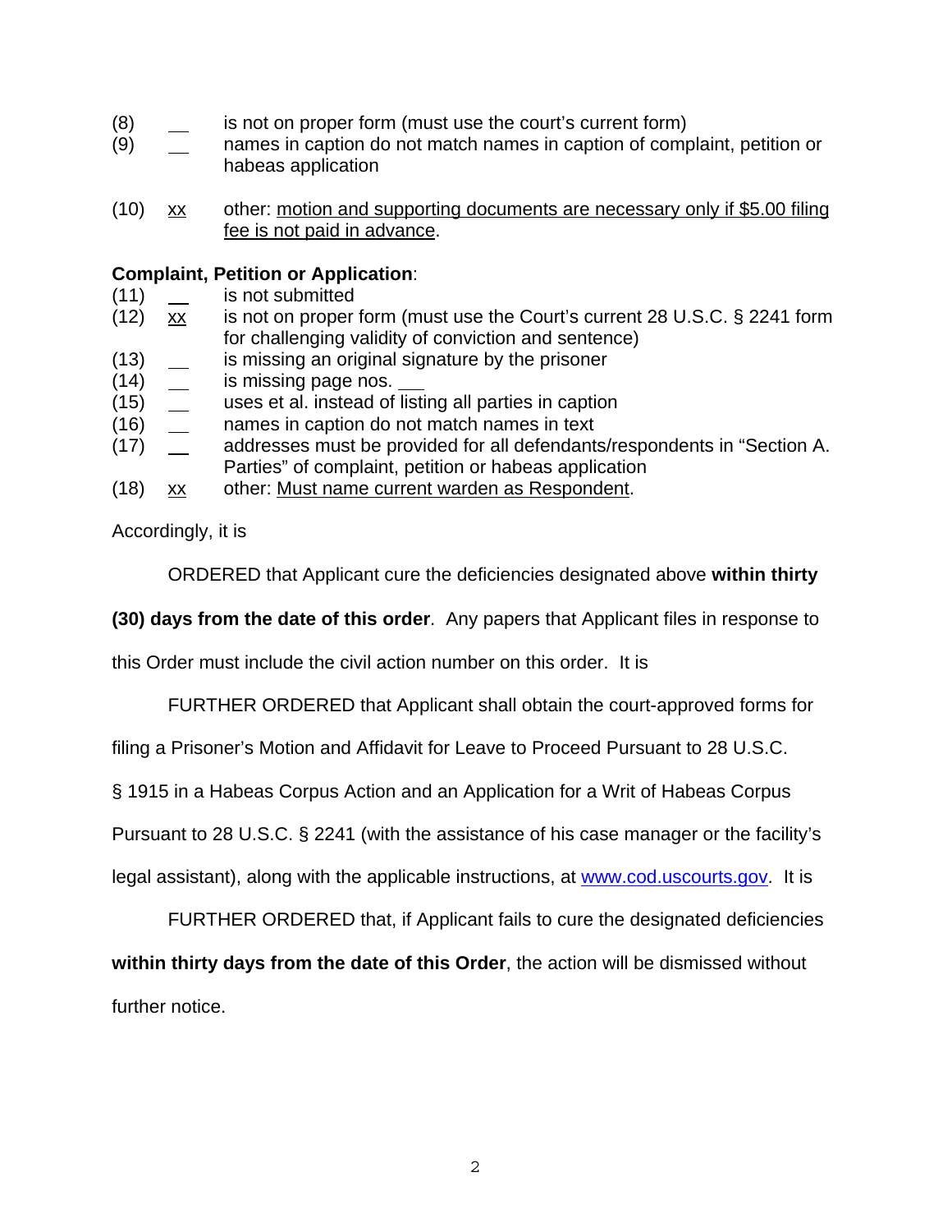(8) __ is not on proper form (must use the court's current form)
(9) __ names in caption do not match names in caption of complaint, petition or habeas application

(10) xx other: motion and supporting documents are necessary only if $5.00 filing fee is not paid in advance.

**Complaint, Petition or Application**:

(11) __ is not submitted
(12) xx is not on proper form (must use the Court's current 28 U.S.C. § 2241 form for challenging validity of conviction and sentence)
(13) __ is missing an original signature by the prisoner
(14) __ is missing page nos. ___
(15) __ uses et al. instead of listing all parties in caption
(16) __ names in caption do not match names in text
(17) __ addresses must be provided for all defendants/respondents in "Section A. Parties" of complaint, petition or habeas application
(18) xx other: Must name current warden as Respondent.

Accordingly, it is

ORDERED that Applicant cure the deficiencies designated above **within thirty (30) days from the date of this order**. Any papers that Applicant files in response to this Order must include the civil action number on this order. It is

FURTHER ORDERED that Applicant shall obtain the court-approved forms for filing a Prisoner's Motion and Affidavit for Leave to Proceed Pursuant to 28 U.S.C. § 1915 in a Habeas Corpus Action and an Application for a Writ of Habeas Corpus Pursuant to 28 U.S.C. § 2241 (with the assistance of his case manager or the facility's legal assistant), along with the applicable instructions, at www.cod.uscourts.gov. It is

FURTHER ORDERED that, if Applicant fails to cure the designated deficiencies **within thirty days from the date of this Order**, the action will be dismissed without further notice.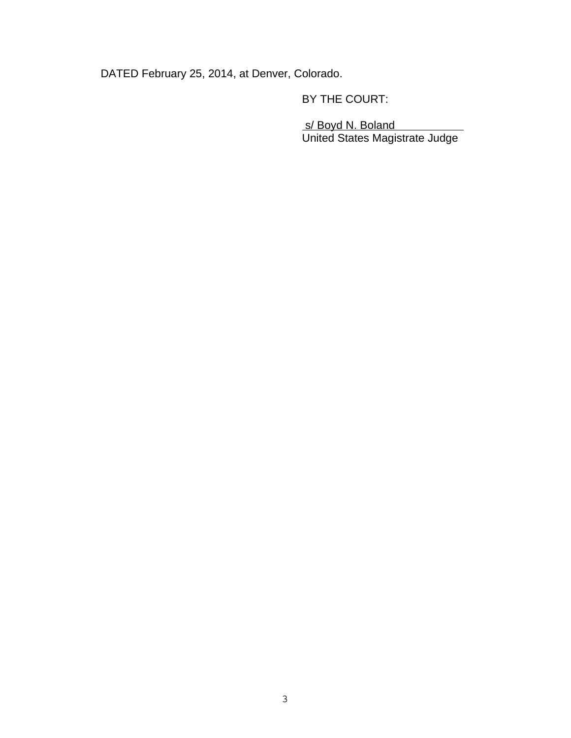DATED February 25, 2014, at Denver, Colorado.

BY THE COURT:

s/ Boyd N. Boland
United States Magistrate Judge